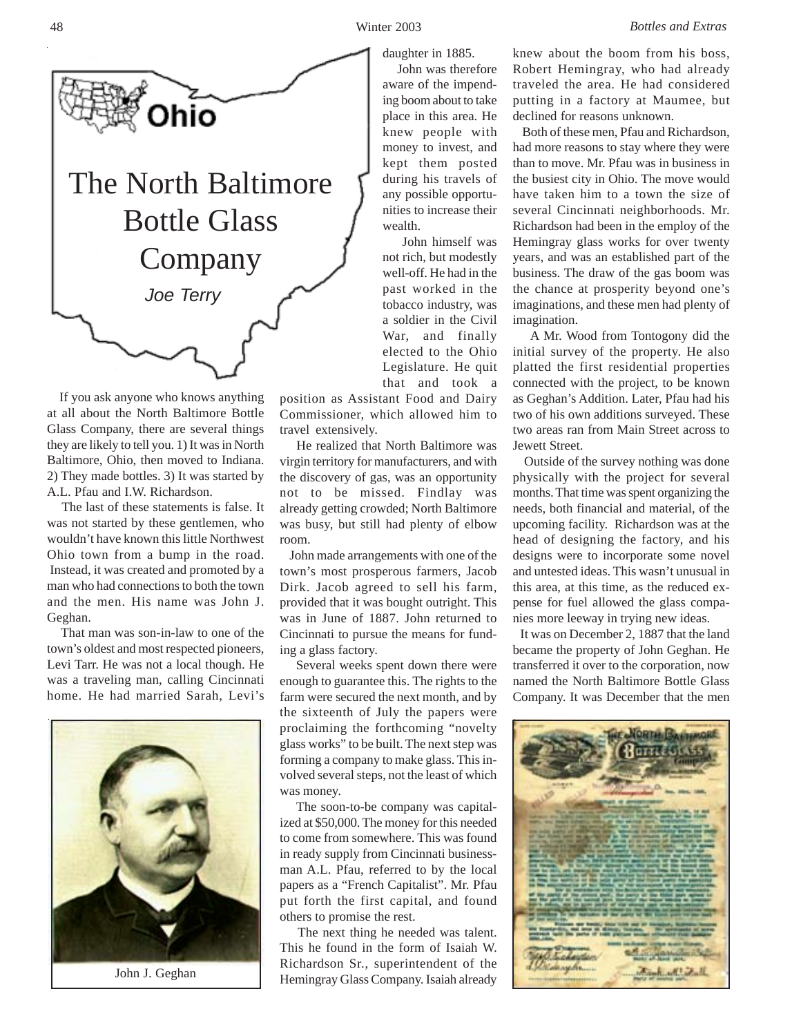# The North Baltimore Bottle Glass Company

*Joe Terry*

If you ask anyone who knows anything at all about the North Baltimore Bottle Glass Company, there are several things they are likely to tell you. 1) It was in North Baltimore, Ohio, then moved to Indiana. 2) They made bottles. 3) It was started by A.L. Pfau and I.W. Richardson.

The last of these statements is false. It was not started by these gentlemen, who wouldn't have known this little Northwest Ohio town from a bump in the road. Instead, it was created and promoted by a man who had connections to both the town and the men. His name was John J. Geghan.

That man was son-in-law to one of the town's oldest and most respected pioneers, Levi Tarr. He was not a local though. He was a traveling man, calling Cincinnati home. He had married Sarah, Levi's daughter in 1885.

John was therefore aware of the impending boom about to take place in this area. He knew people with money to invest, and kept them posted during his travels of any possible opportunities to increase their wealth.

John himself was not rich, but modestly well-off. He had in the past worked in the tobacco industry, was a soldier in the Civil War, and finally elected to the Ohio Legislature. He quit that and took a position as Assistant Food and Dairy Commissioner, which allowed him to travel extensively.

He realized that North Baltimore was virgin territory for manufacturers, and with the discovery of gas, was an opportunity not to be missed. Findlay was already getting crowded; North Baltimore was busy, but still had plenty of elbow room.

John made arrangements with one of the town's most prosperous farmers, Jacob Dirk. Jacob agreed to sell his farm, provided that it was bought outright. This was in June of 1887. John returned to Cincinnati to pursue the means for funding a glass factory.

Several weeks spent down there were enough to guarantee this. The rights to the farm were secured the next month, and by the sixteenth of July the papers were proclaiming the forthcoming "novelty glass works" to be built. The next step was forming a company to make glass. This involved several steps, not the least of which was money.

The soon-to-be company was capitalized at $50,000. The money for this needed to come from somewhere. This was found in ready supply from Cincinnati businessman A.L. Pfau, referred to by the local papers as a "French Capitalist". Mr. Pfau put forth the first capital, and found others to promise the rest.

The next thing he needed was talent. This he found in the form of Isaiah W. Richardson Sr., superintendent of the Hemingray Glass Company. Isaiah already knew about the boom from his boss, Robert Hemingray, who had already traveled the area. He had considered putting in a factory at Maumee, but declined for reasons unknown.

Both of these men, Pfau and Richardson, had more reasons to stay where they were than to move. Mr. Pfau was in business in the busiest city in Ohio. The move would have taken him to a town the size of several Cincinnati neighborhoods. Mr. Richardson had been in the employ of the Hemingray glass works for over twenty years, and was an established part of the business. The draw of the gas boom was the chance at prosperity beyond one's imaginations, and these men had plenty of imagination.

A Mr. Wood from Tontogony did the initial survey of the property. He also platted the first residential properties connected with the project, to be known as Geghan's Addition. Later, Pfau had his two of his own additions surveyed. These two areas ran from Main Street across to Jewett Street.

Outside of the survey nothing was done physically with the project for several months. That time was spent organizing the needs, both financial and material, of the upcoming facility. Richardson was at the head of designing the factory, and his designs were to incorporate some novel and untested ideas. This wasn't unusual in this area, at this time, as the reduced expense for fuel allowed the glass companies more leeway in trying new ideas.

It was on December 2, 1887 that the land became the property of John Geghan. He transferred it over to the corporation, now named the North Baltimore Bottle Glass Company. It was December that the men

John J. Geghan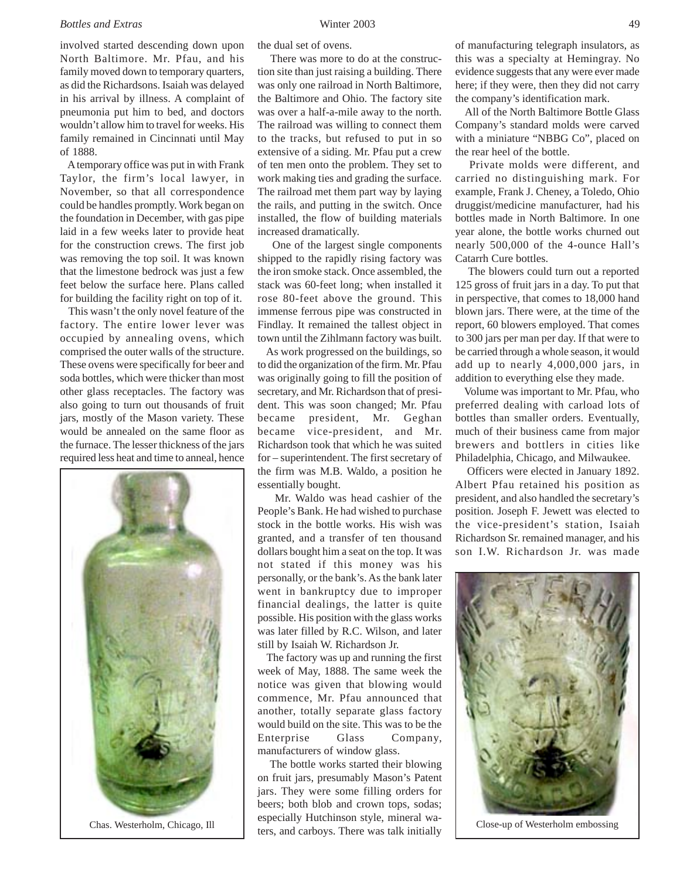involved started descending down upon North Baltimore. Mr. Pfau, and his family moved down to temporary quarters, as did the Richardsons. Isaiah was delayed in his arrival by illness. A complaint of pneumonia put him to bed, and doctors wouldn't allow him to travel for weeks. His family remained in Cincinnati until May of 1888.

A temporary office was put in with Frank Taylor, the firm's local lawyer, in November, so that all correspondence could be handles promptly. Work began on the foundation in December, with gas pipe laid in a few weeks later to provide heat for the construction crews. The first job was removing the top soil. It was known that the limestone bedrock was just a few feet below the surface here. Plans called for building the facility right on top of it.

This wasn't the only novel feature of the factory. The entire lower lever was occupied by annealing ovens, which comprised the outer walls of the structure. These ovens were specifically for beer and soda bottles, which were thicker than most other glass receptacles. The factory was also going to turn out thousands of fruit jars, mostly of the Mason variety. These would be annealed on the same floor as the furnace. The lesser thickness of the jars required less heat and time to anneal, hence the dual set of ovens.

Chas. Westerholm, Chicago, Ill

There was more to do at the construction site than just raising a building. There was only one railroad in North Baltimore, the Baltimore and Ohio. The factory site was over a half-a-mile away to the north. The railroad was willing to connect them to the tracks, but refused to put in so extensive of a siding. Mr. Pfau put a crew of ten men onto the problem. They set to work making ties and grading the surface. The railroad met them part way by laying the rails, and putting in the switch. Once installed, the flow of building materials increased dramatically.

One of the largest single components shipped to the rapidly rising factory was the iron smoke stack. Once assembled, the stack was 60-feet long; when installed it rose 80-feet above the ground. This immense ferrous pipe was constructed in Findlay. It remained the tallest object in town until the Zihlmann factory was built.

As work progressed on the buildings, so to did the organization of the firm. Mr. Pfau was originally going to fill the position of secretary, and Mr. Richardson that of president. This was soon changed; Mr. Pfau became president, Mr. Geghan became vice-president, and Mr. Richardson took that which he was suited for – superintendent. The first secretary of the firm was M.B. Waldo, a position he essentially bought.

Mr. Waldo was head cashier of the People's Bank. He had wished to purchase stock in the bottle works. His wish was granted, and a transfer of ten thousand dollars bought him a seat on the top. It was not stated if this money was his personally, or the bank's. As the bank later went in bankruptcy due to improper financial dealings, the latter is quite possible. His position with the glass works was later filled by R.C. Wilson, and later still by Isaiah W. Richardson Jr.

The factory was up and running the first week of May, 1888. The same week the notice was given that blowing would commence, Mr. Pfau announced that another, totally separate glass factory would build on the site. This was to be the Enterprise Glass Company, manufacturers of window glass.

The bottle works started their blowing on fruit jars, presumably Mason's Patent jars. They were some filling orders for beers; both blob and crown tops, sodas; especially Hutchinson style, mineral waters, and carboys. There was talk initially of manufacturing telegraph insulators, as this was a specialty at Hemingray. No evidence suggests that any were ever made here; if they were, then they did not carry the company's identification mark.

All of the North Baltimore Bottle Glass Company's standard molds were carved with a miniature "NBBG Co", placed on the rear heel of the bottle.

Private molds were different, and carried no distinguishing mark. For example, Frank J. Cheney, a Toledo, Ohio druggist/medicine manufacturer, had his bottles made in North Baltimore. In one year alone, the bottle works churned out nearly 500,000 of the 4-ounce Hall's Catarrh Cure bottles.

The blowers could turn out a reported 125 gross of fruit jars in a day. To put that in perspective, that comes to 18,000 hand blown jars. There were, at the time of the report, 60 blowers employed. That comes to 300 jars per man per day. If that were to be carried through a whole season, it would add up to nearly 4,000,000 jars, in addition to everything else they made.

Volume was important to Mr. Pfau, who preferred dealing with carload lots of bottles than smaller orders. Eventually, much of their business came from major brewers and bottlers in cities like Philadelphia, Chicago, and Milwaukee.

Officers were elected in January 1892. Albert Pfau retained his position as president, and also handled the secretary's position. Joseph F. Jewett was elected to the vice-president's station, Isaiah Richardson Sr. remained manager, and his son I.W. Richardson Jr. was made

Close-up of Westerholm embossing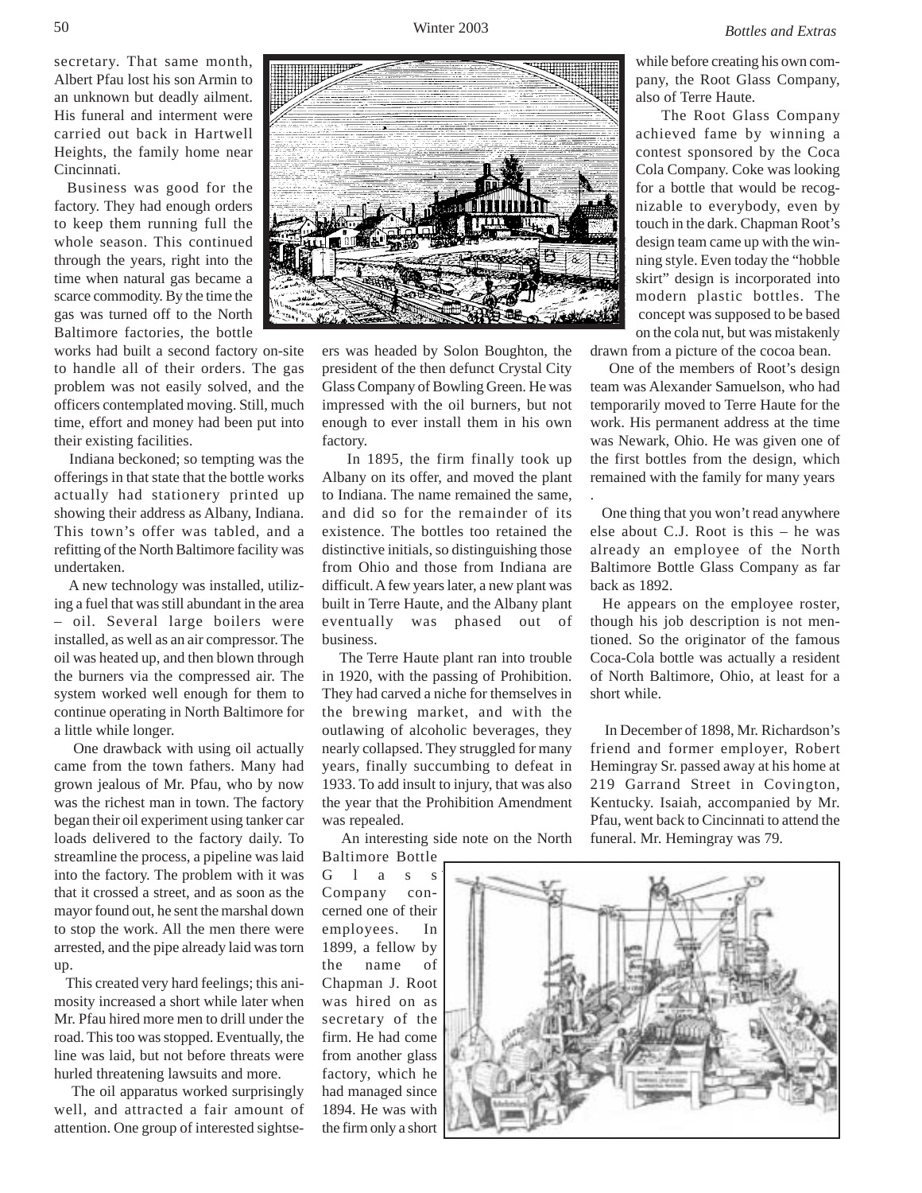secretary. That same month, Albert Pfau lost his son Armin to an unknown but deadly ailment. His funeral and interment were carried out back in Hartwell Heights, the family home near Cincinnati.

Business was good for the factory. They had enough orders to keep them running full the whole season. This continued through the years, right into the time when natural gas became a scarce commodity. By the time the gas was turned off to the North Baltimore factories, the bottle works had built a second factory on-site to handle all of their orders. The gas problem was not easily solved, and the officers contemplated moving. Still, much time, effort and money had been put into their existing facilities.

Indiana beckoned; so tempting was the offerings in that state that the bottle works actually had stationery printed up showing their address as Albany, Indiana. This town's offer was tabled, and a refitting of the North Baltimore facility was undertaken.

A new technology was installed, utilizing a fuel that was still abundant in the area – oil. Several large boilers were installed, as well as an air compressor. The oil was heated up, and then blown through the burners via the compressed air. The system worked well enough for them to continue operating in North Baltimore for a little while longer.

One drawback with using oil actually came from the town fathers. Many had grown jealous of Mr. Pfau, who by now was the richest man in town. The factory began their oil experiment using tanker car loads delivered to the factory daily. To streamline the process, a pipeline was laid into the factory. The problem with it was that it crossed a street, and as soon as the mayor found out, he sent the marshal down to stop the work. All the men there were arrested, and the pipe already laid was torn up.

This created very hard feelings; this animosity increased a short while later when Mr. Pfau hired more men to drill under the road. This too was stopped. Eventually, the line was laid, but not before threats were hurled threatening lawsuits and more.

The oil apparatus worked surprisingly well, and attracted a fair amount of attention. One group of interested sightseers was headed by Solon Boughton, the president of the then defunct Crystal City Glass Company of Bowling Green. He was impressed with the oil burners, but not enough to ever install them in his own factory.

In 1895, the firm finally took up Albany on its offer, and moved the plant to Indiana. The name remained the same, and did so for the remainder of its existence. The bottles too retained the distinctive initials, so distinguishing those from Ohio and those from Indiana are difficult. A few years later, a new plant was built in Terre Haute, and the Albany plant eventually was phased out of business.

The Terre Haute plant ran into trouble in 1920, with the passing of Prohibition. They had carved a niche for themselves in the brewing market, and with the outlawing of alcoholic beverages, they nearly collapsed. They struggled for many years, finally succumbing to defeat in 1933. To add insult to injury, that was also the year that the Prohibition Amendment was repealed.

An interesting side note on the North Baltimore Bottle Glass Company concerned one of their employees. In 1899, a fellow by the name of Chapman J. Root was hired on as secretary of the firm. He had come from another glass factory, which he had managed since 1894. He was with the firm only a short while before creating his own company, the Root Glass Company, also of Terre Haute.

The Root Glass Company achieved fame by winning a contest sponsored by the Coca Cola Company. Coke was looking for a bottle that would be recognizable to everybody, even by touch in the dark. Chapman Root's design team came up with the winning style. Even today the "hobble skirt" design is incorporated into modern plastic bottles. The concept was supposed to be based on the cola nut, but was mistakenly drawn from a picture of the cocoa bean.

One of the members of Root's design team was Alexander Samuelson, who had temporarily moved to Terre Haute for the work. His permanent address at the time was Newark, Ohio. He was given one of the first bottles from the design, which remained with the family for many years.

One thing that you won't read anywhere else about C.J. Root is this – he was already an employee of the North Baltimore Bottle Glass Company as far back as 1892.

He appears on the employee roster, though his job description is not mentioned. So the originator of the famous Coca-Cola bottle was actually a resident of North Baltimore, Ohio, at least for a short while.

In December of 1898, Mr. Richardson's friend and former employer, Robert Hemingray Sr. passed away at his home at 219 Garrand Street in Covington, Kentucky. Isaiah, accompanied by Mr. Pfau, went back to Cincinnati to attend the funeral. Mr. Hemingray was 79.